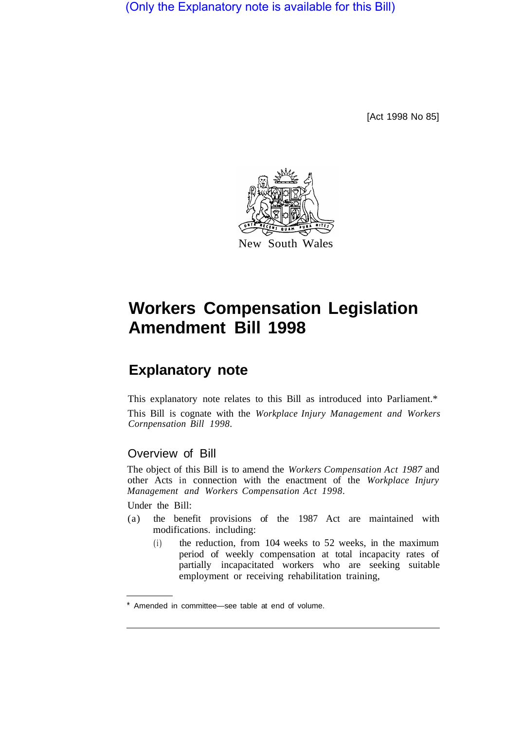(Only the Explanatory note is available for this Bill)

[Act 1998 No 85]

New South Wales

# Workers Compensation Legislation Amendment Bill 1998

## Explanatory note

This explanatory note relates to this Bill as introduced into Parliament.*

This Bill is cognate with the *Workplace Injury Management and Workers Cornpensation Bill 1998*.

### Overview of Bill

The object of this Bill is to amend the *Workers Compensation Act 1987* and other Acts in connection with the enactment of the *Workplace Injury Management and Workers Compensation Act 1998*.

Under the Bill:

(a) the benefit provisions of the 1987 Act are maintained with modifications. including:

(i) the reduction, from 104 weeks to 52 weeks, in the maximum period of weekly compensation at total incapacity rates of partially incapacitated workers who are seeking suitable employment or receiving rehabilitation training,

* Amended in committee—see table at end of volume.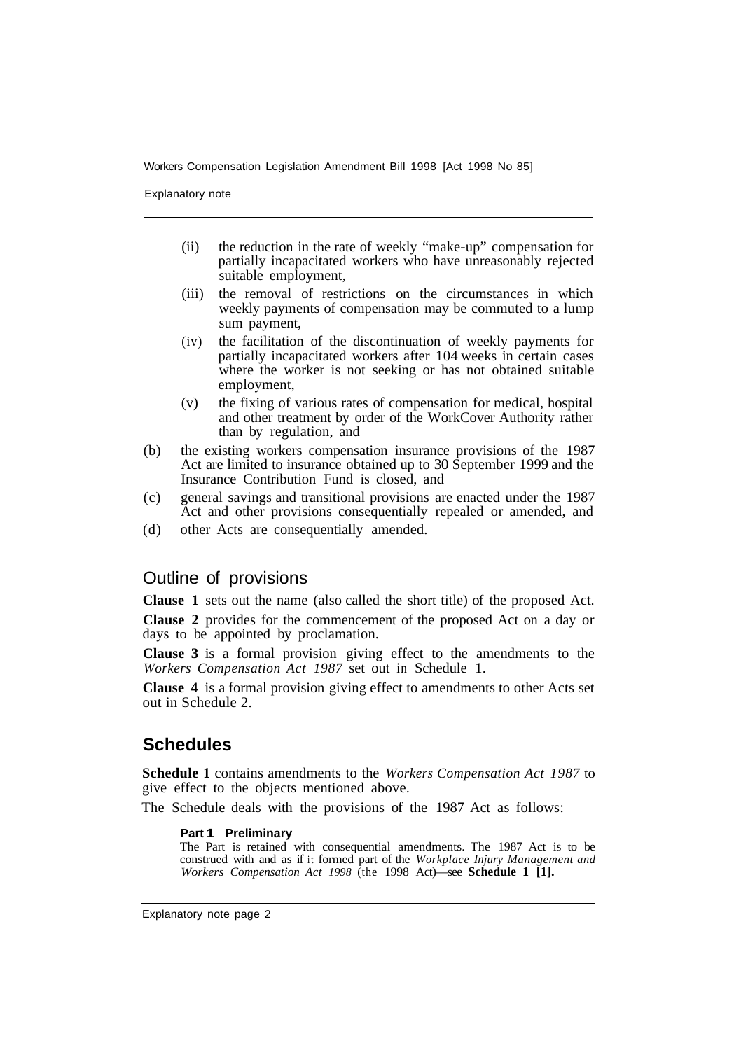(ii) the reduction in the rate of weekly "make-up" compensation for partially incapacitated workers who have unreasonably rejected suitable employment,

(iii) the removal of restrictions on the circumstances in which weekly payments of compensation may be commuted to a lump sum payment,

(iv) the facilitation of the discontinuation of weekly payments for partially incapacitated workers after 104 weeks in certain cases where the worker is not seeking or has not obtained suitable employment,

(v) the fixing of various rates of compensation for medical, hospital and other treatment by order of the WorkCover Authority rather than by regulation, and

(b) the existing workers compensation insurance provisions of the 1987 Act are limited to insurance obtained up to 30 September 1999 and the Insurance Contribution Fund is closed, and

(c) general savings and transitional provisions are enacted under the 1987 Act and other provisions consequentially repealed or amended, and

(d) other Acts are consequentially amended.

## Outline of provisions

**Clause 1** sets out the name (also called the short title) of the proposed Act.

**Clause 2** provides for the commencement of the proposed Act on a day or days to be appointed by proclamation.

**Clause 3** is a formal provision giving effect to the amendments to the *Workers Compensation Act 1987* set out in Schedule 1.

**Clause 4** is a formal provision giving effect to amendments to other Acts set out in Schedule 2.

## Schedules

**Schedule 1** contains amendments to the *Workers Compensation Act 1987* to give effect to the objects mentioned above.

The Schedule deals with the provisions of the 1987 Act as follows:

#### Part 1 Preliminary

The Part is retained with consequential amendments. The 1987 Act is to be construed with and as if it formed part of the *Workplace Injury Management and Workers Compensation Act 1998* (the 1998 Act)—see **Schedule 1 [1].**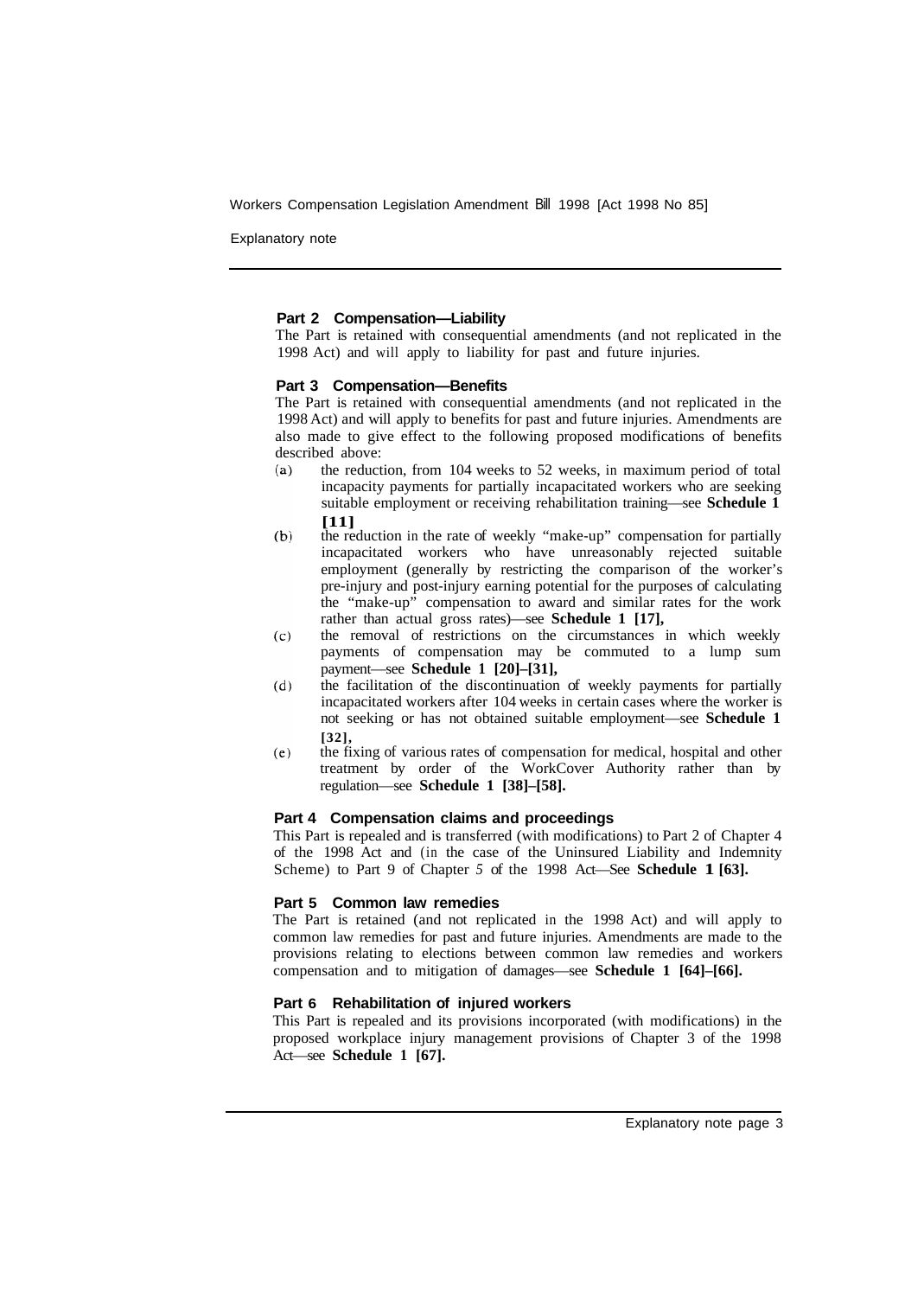#### Part 2 Compensation—Liability

The Part is retained with consequential amendments (and not replicated in the 1998 Act) and will apply to liability for past and future injuries.

#### Part 3 Compensation—Benefits

The Part is retained with consequential amendments (and not replicated in the 1998 Act) and will apply to benefits for past and future injuries. Amendments are also made to give effect to the following proposed modifications of benefits described above:

(a) the reduction, from 104 weeks to 52 weeks, in maximum period of total incapacity payments for partially incapacitated workers who are seeking suitable employment or receiving rehabilitation training—see **Schedule 1 [11]**

(b) the reduction in the rate of weekly "make-up" compensation for partially incapacitated workers who have unreasonably rejected suitable employment (generally by restricting the comparison of the worker's pre-injury and post-injury earning potential for the purposes of calculating the "make-up" compensation to award and similar rates for the work rather than actual gross rates)—see **Schedule 1 [17],**

(c) the removal of restrictions on the circumstances in which weekly payments of compensation may be commuted to a lump sum payment—see **Schedule 1 [20]–[31],**

(d) the facilitation of the discontinuation of weekly payments for partially incapacitated workers after 104 weeks in certain cases where the worker is not seeking or has not obtained suitable employment—see **Schedule 1 [32],**

(e) the fixing of various rates of compensation for medical, hospital and other treatment by order of the WorkCover Authority rather than by regulation—see **Schedule 1 [38]–[58].**

#### Part 4 Compensation claims and proceedings

This Part is repealed and is transferred (with modifications) to Part 2 of Chapter 4 of the 1998 Act and (in the case of the Uninsured Liability and Indemnity Scheme) to Part 9 of Chapter 5 of the 1998 Act—See **Schedule 1 [63].**

#### Part 5 Common law remedies

The Part is retained (and not replicated in the 1998 Act) and will apply to common law remedies for past and future injuries. Amendments are made to the provisions relating to elections between common law remedies and workers compensation and to mitigation of damages—see **Schedule 1 [64]–[66].**

#### Part 6 Rehabilitation of injured workers

This Part is repealed and its provisions incorporated (with modifications) in the proposed workplace injury management provisions of Chapter 3 of the 1998 Act—see **Schedule 1 [67].**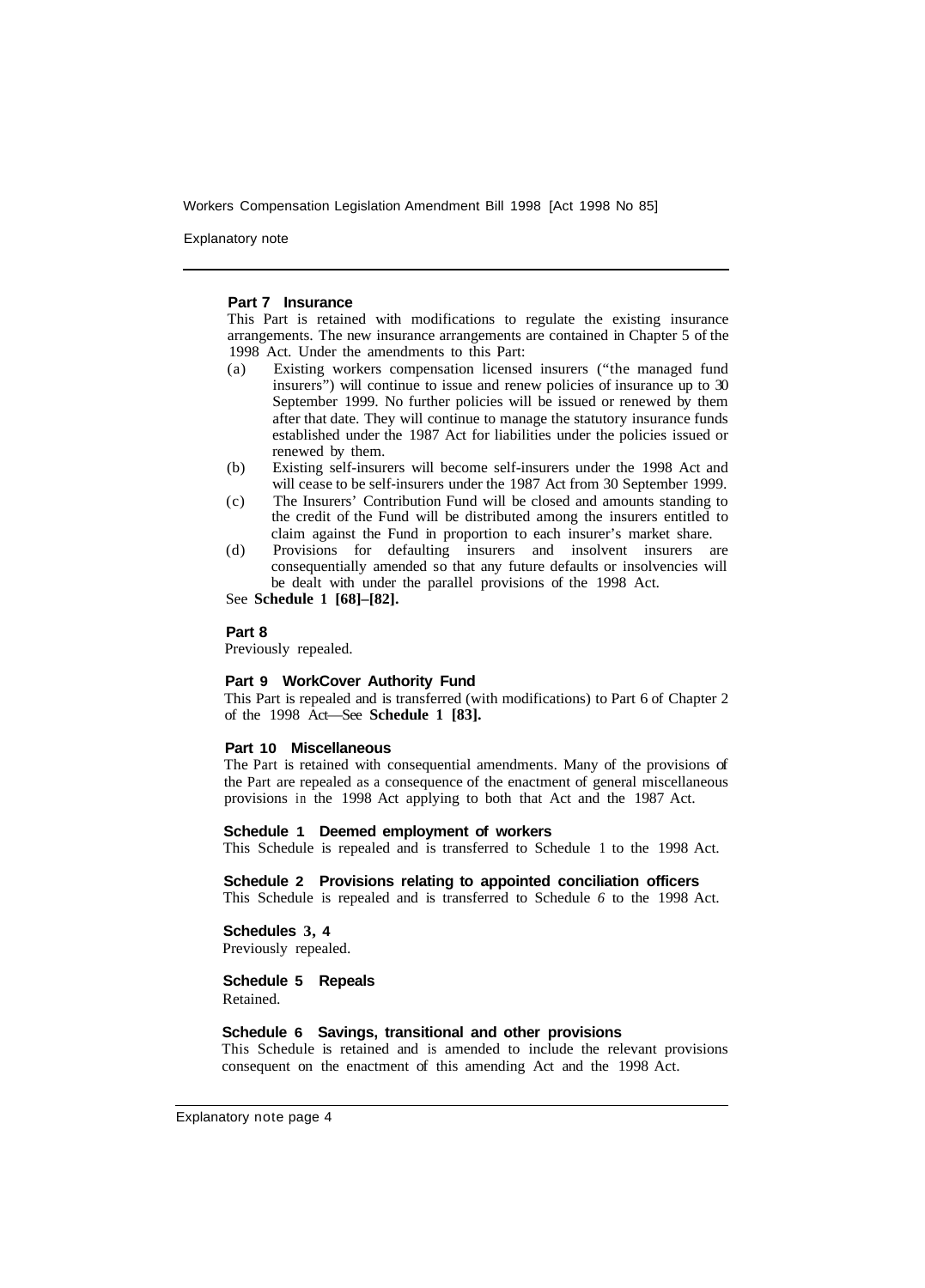**Part 7 Insurance**

This Part is retained with modifications to regulate the existing insurance arrangements. The new insurance arrangements are contained in Chapter 5 of the 1998 Act. Under the amendments to this Part:

(a) Existing workers compensation licensed insurers ("the managed fund insurers") will continue to issue and renew policies of insurance up to 30 September 1999. No further policies will be issued or renewed by them after that date. They will continue to manage the statutory insurance funds established under the 1987 Act for liabilities under the policies issued or renewed by them.

(b) Existing self-insurers will become self-insurers under the 1998 Act and will cease to be self-insurers under the 1987 Act from 30 September 1999.

(c) The Insurers' Contribution Fund will be closed and amounts standing to the credit of the Fund will be distributed among the insurers entitled to claim against the Fund in proportion to each insurer's market share.

(d) Provisions for defaulting insurers and insolvent insurers are consequentially amended so that any future defaults or insolvencies will be dealt with under the parallel provisions of the 1998 Act.

See **Schedule 1 [68]–[82].**

**Part 8**

Previously repealed.

**Part 9 WorkCover Authority Fund**

This Part is repealed and is transferred (with modifications) to Part 6 of Chapter 2 of the 1998 Act—See **Schedule 1 [83].**

**Part 10 Miscellaneous**

The Part is retained with consequential amendments. Many of the provisions of the Part are repealed as a consequence of the enactment of general miscellaneous provisions in the 1998 Act applying to both that Act and the 1987 Act.

**Schedule 1 Deemed employment of workers**

This Schedule is repealed and is transferred to Schedule 1 to the 1998 Act.

**Schedule 2 Provisions relating to appointed conciliation officers**

This Schedule is repealed and is transferred to Schedule *6* to the 1998 Act.

**Schedules 3, 4**

Previously repealed.

**Schedule 5 Repeals**

Retained.

**Schedule 6 Savings, transitional and other provisions**

This Schedule is retained and is amended to include the relevant provisions consequent on the enactment of this amending Act and the 1998 Act.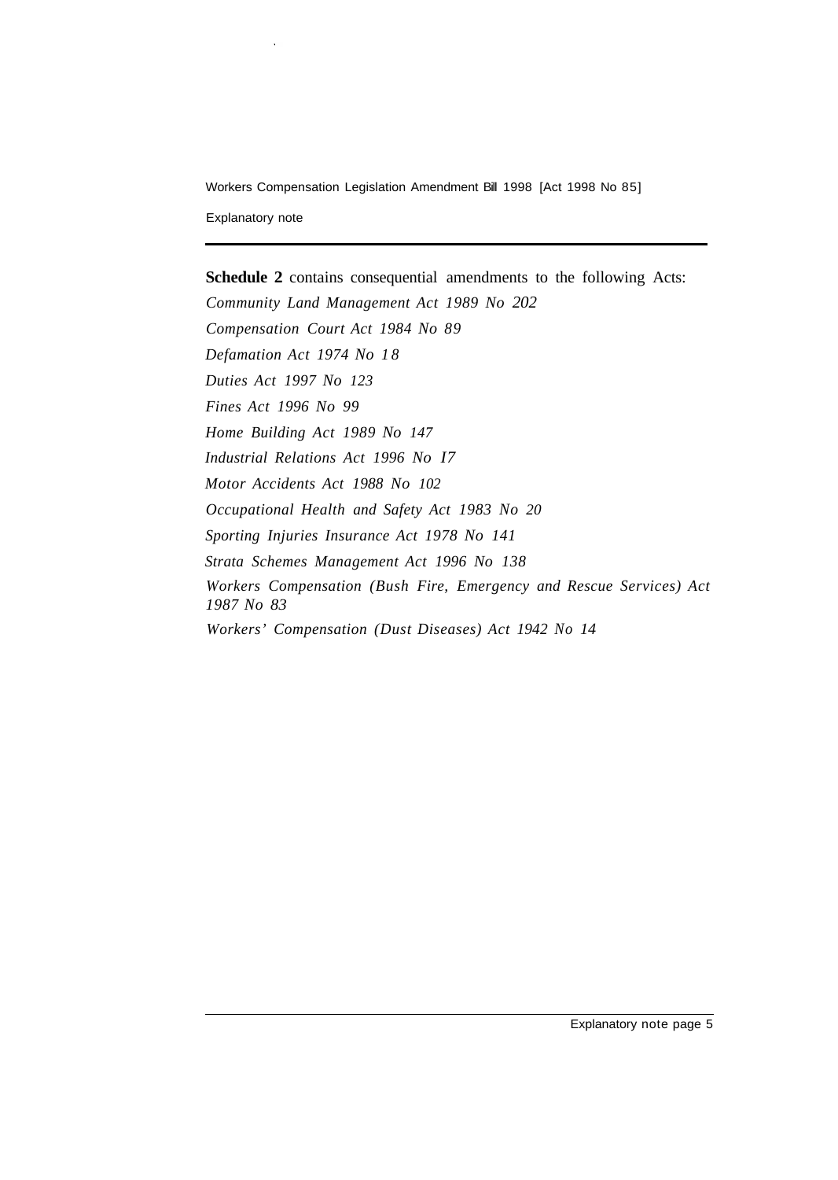**Schedule 2** contains consequential amendments to the following Acts:

*Community Land Management Act 1989 No 202*

*Compensation Court Act 1984 No 89*

*Defamation Act 1974 No 18*

*Duties Act 1997 No 123*

*Fines Act 1996 No 99*

*Home Building Act 1989 No 147*

*Industrial Relations Act 1996 No I7*

*Motor Accidents Act 1988 No 102*

*Occupational Health and Safety Act 1983 No 20*

*Sporting Injuries Insurance Act 1978 No 141*

*Strata Schemes Management Act 1996 No 138*

*Workers Compensation (Bush Fire, Emergency and Rescue Services) Act 1987 No 83*

*Workers' Compensation (Dust Diseases) Act 1942 No 14*